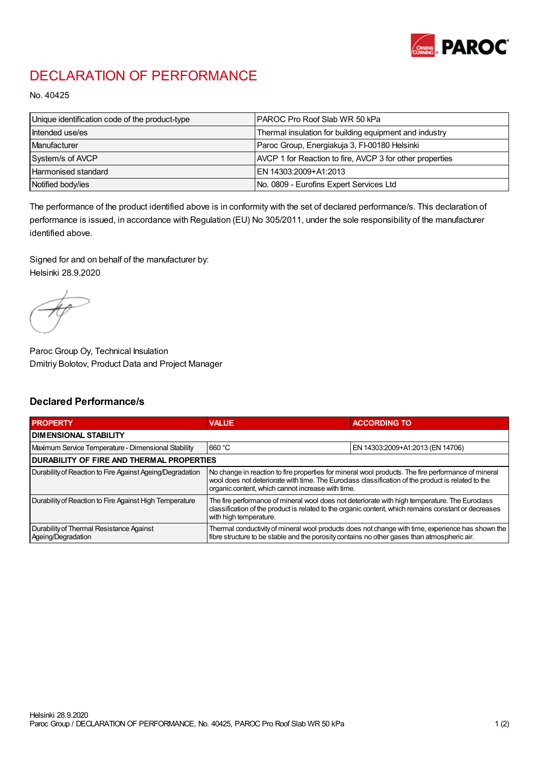# DECLARATION OF PERFORMANCE

No. 40425

| Unique identification code of the product-type | PAROC Pro Roof Slab WR 50 kPa |
|---|---|
| Intended use/es | Thermal insulation for building equipment and industry |
| Manufacturer | Paroc Group, Energiakuja 3, FI-00180 Helsinki |
| System/s of AVCP | AVCP 1 for Reaction to fire, AVCP 3 for other properties |
| Harmonised standard | EN 14303:2009+A1:2013 |
| Notified body/ies | No. 0809 - Eurofins Expert Services Ltd |

The performance of the product identified above is in conformity with the set of declared performance/s. This declaration of performance is issued, in accordance with Regulation (EU) No 305/2011, under the sole responsibility of the manufacturer identified above.

Signed for and on behalf of the manufacturer by:
Helsinki 28.9.2020

Paroc Group Oy, Technical Insulation
Dmitriy Bolotov, Product Data and Project Manager

## Declared Performance/s

| PROPERTY | VALUE | ACCORDING TO |
|---|---|---|
| **DIMENSIONAL STABILITY** | | |
| Maximum Service Temperature - Dimensional Stability | 660 °C | EN 14303:2009+A1:2013 (EN 14706) |
| **DURABILITY OF FIRE AND THERMAL PROPERTIES** | | |
| Durability of Reaction to Fire Against Ageing/Degradation | No change in reaction to fire properties for mineral wool products. The fire performance of mineral wool does not deteriorate with time. The Euroclass classification of the product is related to the organic content, which cannot increase with time. | |
| Durability of Reaction to Fire Against High Temperature | The fire performance of mineral wool does not deteriorate with high temperature. The Euroclass classification of the product is related to the organic content, which remains constant or decreases with high temperature. | |
| Durability of Thermal Resistance Against Ageing/Degradation | Thermal conductivity of mineral wool products does not change with time, experience has shown the fibre structure to be stable and the porosity contains no other gases than atmospheric air. | |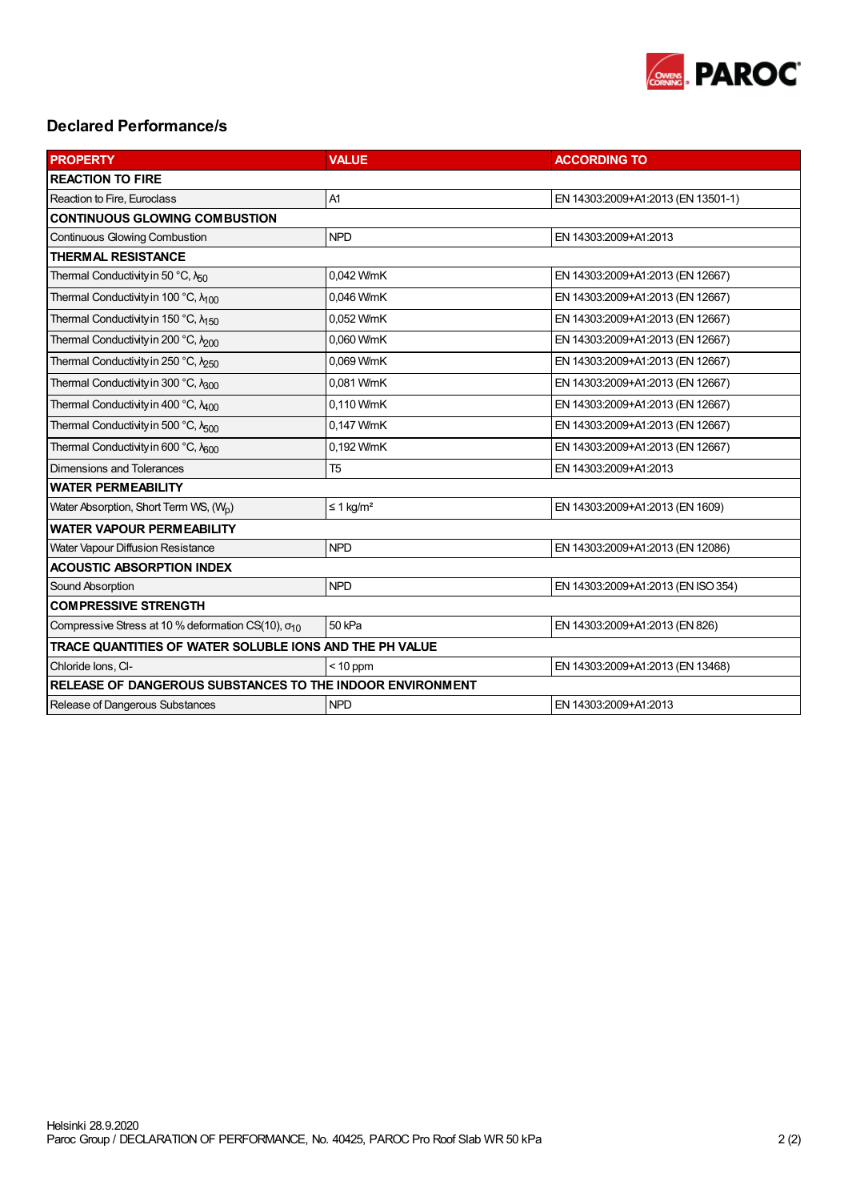## Declared Performance/s

| PROPERTY | VALUE | ACCORDING TO |
|---|---|---|
| **REACTION TO FIRE** | | |
| Reaction to Fire, Euroclass | A1 | EN 14303:2009+A1:2013 (EN 13501-1) |
| **CONTINUOUS GLOWING COMBUSTION** | | |
| Continuous Glowing Combustion | NPD | EN 14303:2009+A1:2013 |
| **THERMAL RESISTANCE** | | |
| Thermal Conductivity in 50 °C, $\lambda_{50}$ | 0,042 W/mK | EN 14303:2009+A1:2013 (EN 12667) |
| Thermal Conductivity in 100 °C, $\lambda_{100}$ | 0,046 W/mK | EN 14303:2009+A1:2013 (EN 12667) |
| Thermal Conductivity in 150 °C, $\lambda_{150}$ | 0,052 W/mK | EN 14303:2009+A1:2013 (EN 12667) |
| Thermal Conductivity in 200 °C, $\lambda_{200}$ | 0,060 W/mK | EN 14303:2009+A1:2013 (EN 12667) |
| Thermal Conductivity in 250 °C, $\lambda_{250}$ | 0,069 W/mK | EN 14303:2009+A1:2013 (EN 12667) |
| Thermal Conductivity in 300 °C, $\lambda_{300}$ | 0,081 W/mK | EN 14303:2009+A1:2013 (EN 12667) |
| Thermal Conductivity in 400 °C, $\lambda_{400}$ | 0,110 W/mK | EN 14303:2009+A1:2013 (EN 12667) |
| Thermal Conductivity in 500 °C, $\lambda_{500}$ | 0,147 W/mK | EN 14303:2009+A1:2013 (EN 12667) |
| Thermal Conductivity in 600 °C, $\lambda_{600}$ | 0,192 W/mK | EN 14303:2009+A1:2013 (EN 12667) |
| Dimensions and Tolerances | T5 | EN 14303:2009+A1:2013 |
| **WATER PERMEABILITY** | | |
| Water Absorption, Short Term WS, ($W_p$) | ≤ 1 kg/m² | EN 14303:2009+A1:2013 (EN 1609) |
| **WATER VAPOUR PERMEABILITY** | | |
| Water Vapour Diffusion Resistance | NPD | EN 14303:2009+A1:2013 (EN 12086) |
| **ACOUSTIC ABSORPTION INDEX** | | |
| Sound Absorption | NPD | EN 14303:2009+A1:2013 (EN ISO 354) |
| **COMPRESSIVE STRENGTH** | | |
| Compressive Stress at 10 % deformation CS(10), $\sigma_{10}$ | 50 kPa | EN 14303:2009+A1:2013 (EN 826) |
| **TRACE QUANTITIES OF WATER SOLUBLE IONS AND THE PH VALUE** | | |
| Chloride Ions, Cl- | < 10 ppm | EN 14303:2009+A1:2013 (EN 13468) |
| **RELEASE OF DANGEROUS SUBSTANCES TO THE INDOOR ENVIRONMENT** | | |
| Release of Dangerous Substances | NPD | EN 14303:2009+A1:2013 |

Helsinki 28.9.2020
Paroc Group / DECLARATION OF PERFORMANCE, No. 40425, PAROC Pro Roof Slab WR 50 kPa